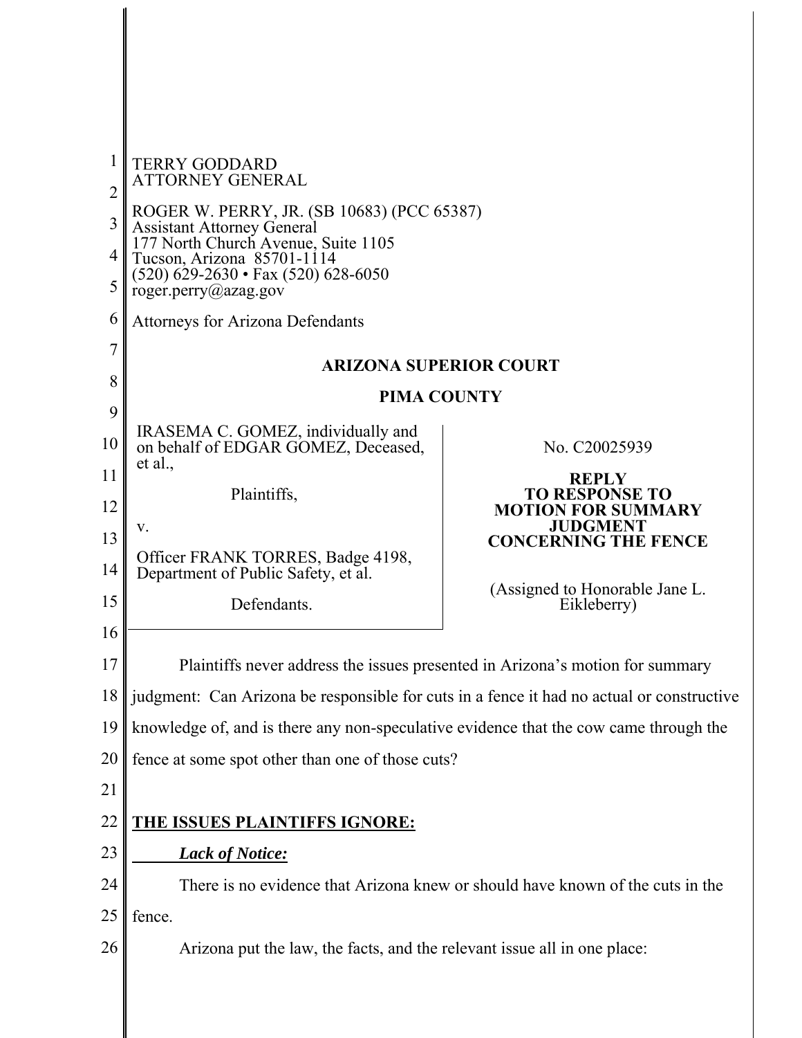TERRY GODDARD
ATTORNEY GENERAL

ROGER W. PERRY, JR. (SB 10683) (PCC 65387)
Assistant Attorney General
177 North Church Avenue, Suite 1105
Tucson, Arizona 85701-1114
(520) 629-2630 • Fax (520) 628-6050
roger.perry@azag.gov

Attorneys for Arizona Defendants

**ARIZONA SUPERIOR COURT**

**PIMA COUNTY**

| | |
|---|---|
| IRASEMA C. GOMEZ, individually and on behalf of EDGAR GOMEZ, Deceased, et al.,<br><br>Plaintiffs,<br><br>v.<br><br>Officer FRANK TORRES, Badge 4198, Department of Public Safety, et al.<br><br>Defendants. | No. C20025939<br><br>**REPLY TO RESPONSE TO MOTION FOR SUMMARY JUDGMENT CONCERNING THE FENCE**<br><br>(Assigned to Honorable Jane L. Eikleberry) |

Plaintiffs never address the issues presented in Arizona's motion for summary judgment: Can Arizona be responsible for cuts in a fence it had no actual or constructive knowledge of, and is there any non-speculative evidence that the cow came through the fence at some spot other than one of those cuts?

**THE ISSUES PLAINTIFFS IGNORE:**

***Lack of Notice:***

There is no evidence that Arizona knew or should have known of the cuts in the fence.

Arizona put the law, the facts, and the relevant issue all in one place: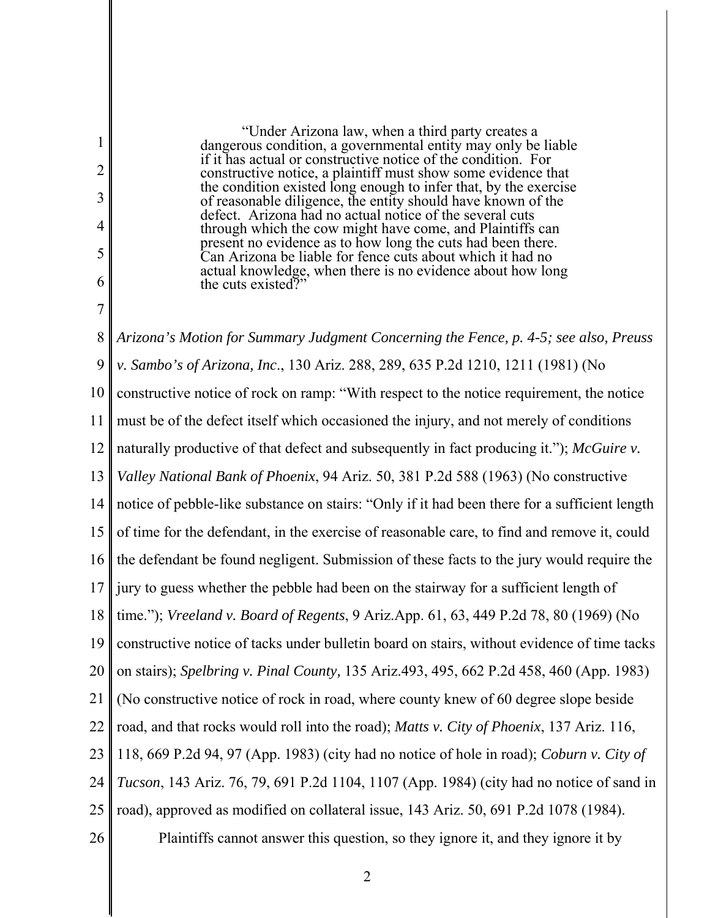> "Under Arizona law, when a third party creates a dangerous condition, a governmental entity may only be liable if it has actual or constructive notice of the condition. For constructive notice, a plaintiff must show some evidence that the condition existed long enough to infer that, by the exercise of reasonable diligence, the entity should have known of the defect. Arizona had no actual notice of the several cuts through which the cow might have come, and Plaintiffs can present no evidence as to how long the cuts had been there. Can Arizona be liable for fence cuts about which it had no actual knowledge, when there is no evidence about how long the cuts existed?"

*Arizona's Motion for Summary Judgment Concerning the Fence, p. 4-5; see also, Preuss v. Sambo's of Arizona, Inc*., 130 Ariz. 288, 289, 635 P.2d 1210, 1211 (1981) (No constructive notice of rock on ramp: "With respect to the notice requirement, the notice must be of the defect itself which occasioned the injury, and not merely of conditions naturally productive of that defect and subsequently in fact producing it."); *McGuire v. Valley National Bank of Phoenix*, 94 Ariz. 50, 381 P.2d 588 (1963) (No constructive notice of pebble-like substance on stairs: "Only if it had been there for a sufficient length of time for the defendant, in the exercise of reasonable care, to find and remove it, could the defendant be found negligent. Submission of these facts to the jury would require the jury to guess whether the pebble had been on the stairway for a sufficient length of time."); *Vreeland v. Board of Regents*, 9 Ariz.App. 61, 63, 449 P.2d 78, 80 (1969) (No constructive notice of tacks under bulletin board on stairs, without evidence of time tacks on stairs); *Spelbring v. Pinal County,* 135 Ariz.493, 495, 662 P.2d 458, 460 (App. 1983) (No constructive notice of rock in road, where county knew of 60 degree slope beside road, and that rocks would roll into the road); *Matts v. City of Phoenix*, 137 Ariz. 116, 118, 669 P.2d 94, 97 (App. 1983) (city had no notice of hole in road); *Coburn v. City of Tucson*, 143 Ariz. 76, 79, 691 P.2d 1104, 1107 (App. 1984) (city had no notice of sand in road), approved as modified on collateral issue, 143 Ariz. 50, 691 P.2d 1078 (1984).

Plaintiffs cannot answer this question, so they ignore it, and they ignore it by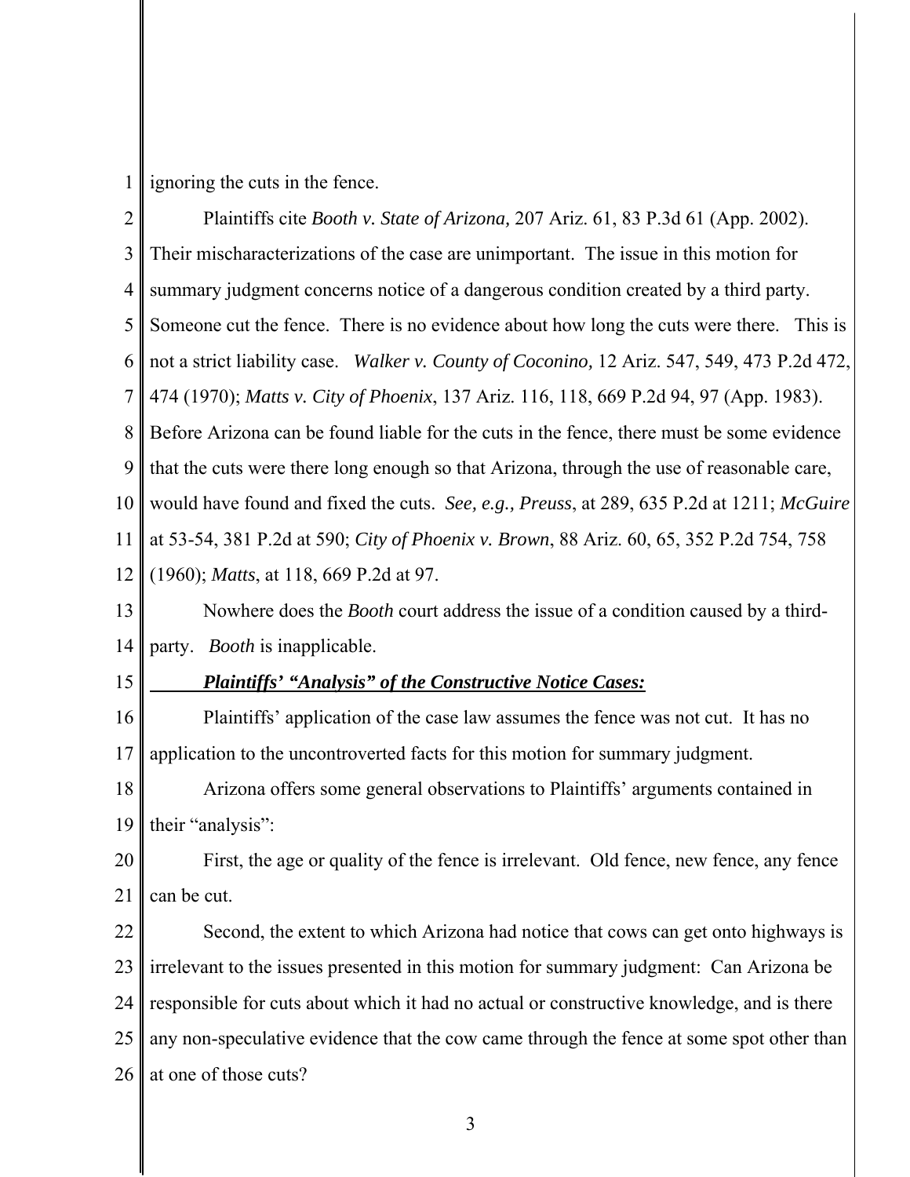ignoring the cuts in the fence.

Plaintiffs cite *Booth v. State of Arizona,* 207 Ariz. 61, 83 P.3d 61 (App. 2002). Their mischaracterizations of the case are unimportant. The issue in this motion for summary judgment concerns notice of a dangerous condition created by a third party. Someone cut the fence. There is no evidence about how long the cuts were there. This is not a strict liability case. *Walker v. County of Coconino,* 12 Ariz. 547, 549, 473 P.2d 472, 474 (1970); *Matts v. City of Phoenix*, 137 Ariz. 116, 118, 669 P.2d 94, 97 (App. 1983). Before Arizona can be found liable for the cuts in the fence, there must be some evidence that the cuts were there long enough so that Arizona, through the use of reasonable care, would have found and fixed the cuts. *See, e.g., Preuss*, at 289, 635 P.2d at 1211; *McGuire* at 53-54, 381 P.2d at 590; *City of Phoenix v. Brown*, 88 Ariz. 60, 65, 352 P.2d 754, 758 (1960); *Matts*, at 118, 669 P.2d at 97.

Nowhere does the *Booth* court address the issue of a condition caused by a third-party. *Booth* is inapplicable.

***Plaintiffs' "Analysis" of the Constructive Notice Cases:***

Plaintiffs' application of the case law assumes the fence was not cut. It has no application to the uncontroverted facts for this motion for summary judgment.

Arizona offers some general observations to Plaintiffs' arguments contained in their "analysis":

First, the age or quality of the fence is irrelevant. Old fence, new fence, any fence can be cut.

Second, the extent to which Arizona had notice that cows can get onto highways is irrelevant to the issues presented in this motion for summary judgment: Can Arizona be responsible for cuts about which it had no actual or constructive knowledge, and is there any non-speculative evidence that the cow came through the fence at some spot other than at one of those cuts?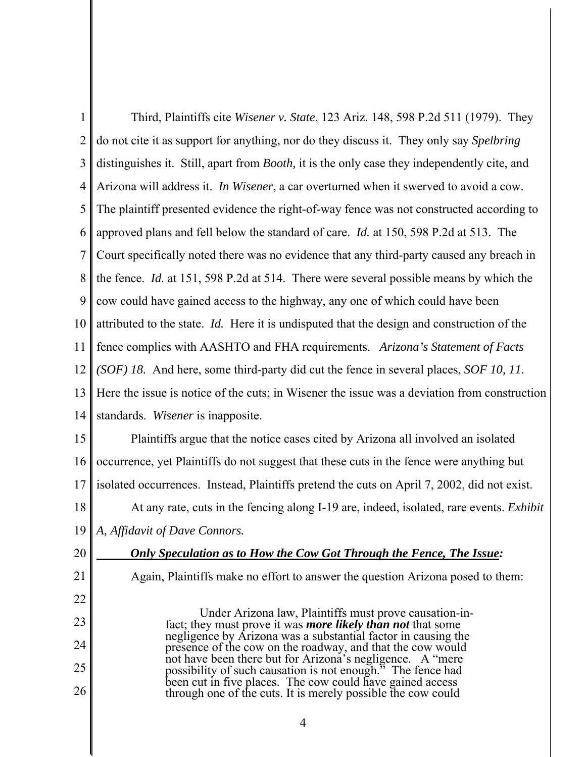Third, Plaintiffs cite *Wisener v. State*, 123 Ariz. 148, 598 P.2d 511 (1979). They do not cite it as support for anything, nor do they discuss it. They only say *Spelbring* distinguishes it. Still, apart from *Booth,* it is the only case they independently cite, and Arizona will address it. *In Wisener*, a car overturned when it swerved to avoid a cow. The plaintiff presented evidence the right-of-way fence was not constructed according to approved plans and fell below the standard of care. *Id.* at 150, 598 P.2d at 513. The Court specifically noted there was no evidence that any third-party caused any breach in the fence. *Id.* at 151, 598 P.2d at 514. There were several possible means by which the cow could have gained access to the highway, any one of which could have been attributed to the state. *Id.* Here it is undisputed that the design and construction of the fence complies with AASHTO and FHA requirements. *Arizona's Statement of Facts (SOF) 18.* And here, some third-party did cut the fence in several places, *SOF 10, 11.* Here the issue is notice of the cuts; in Wisener the issue was a deviation from construction standards. *Wisener* is inapposite.

Plaintiffs argue that the notice cases cited by Arizona all involved an isolated occurrence, yet Plaintiffs do not suggest that these cuts in the fence were anything but isolated occurrences. Instead, Plaintiffs pretend the cuts on April 7, 2002, did not exist.

At any rate, cuts in the fencing along I-19 are, indeed, isolated, rare events. *Exhibit A, Affidavit of Dave Connors.*

***Only Speculation as to How the Cow Got Through the Fence, The Issue:***

Again, Plaintiffs make no effort to answer the question Arizona posed to them:

> Under Arizona law, Plaintiffs must prove causation-in-fact; they must prove it was ***more likely than not*** that some negligence by Arizona was a substantial factor in causing the presence of the cow on the roadway, and that the cow would not have been there but for Arizona's negligence. A "mere possibility of such causation is not enough." The fence had been cut in five places. The cow could have gained access through one of the cuts. It is merely possible the cow could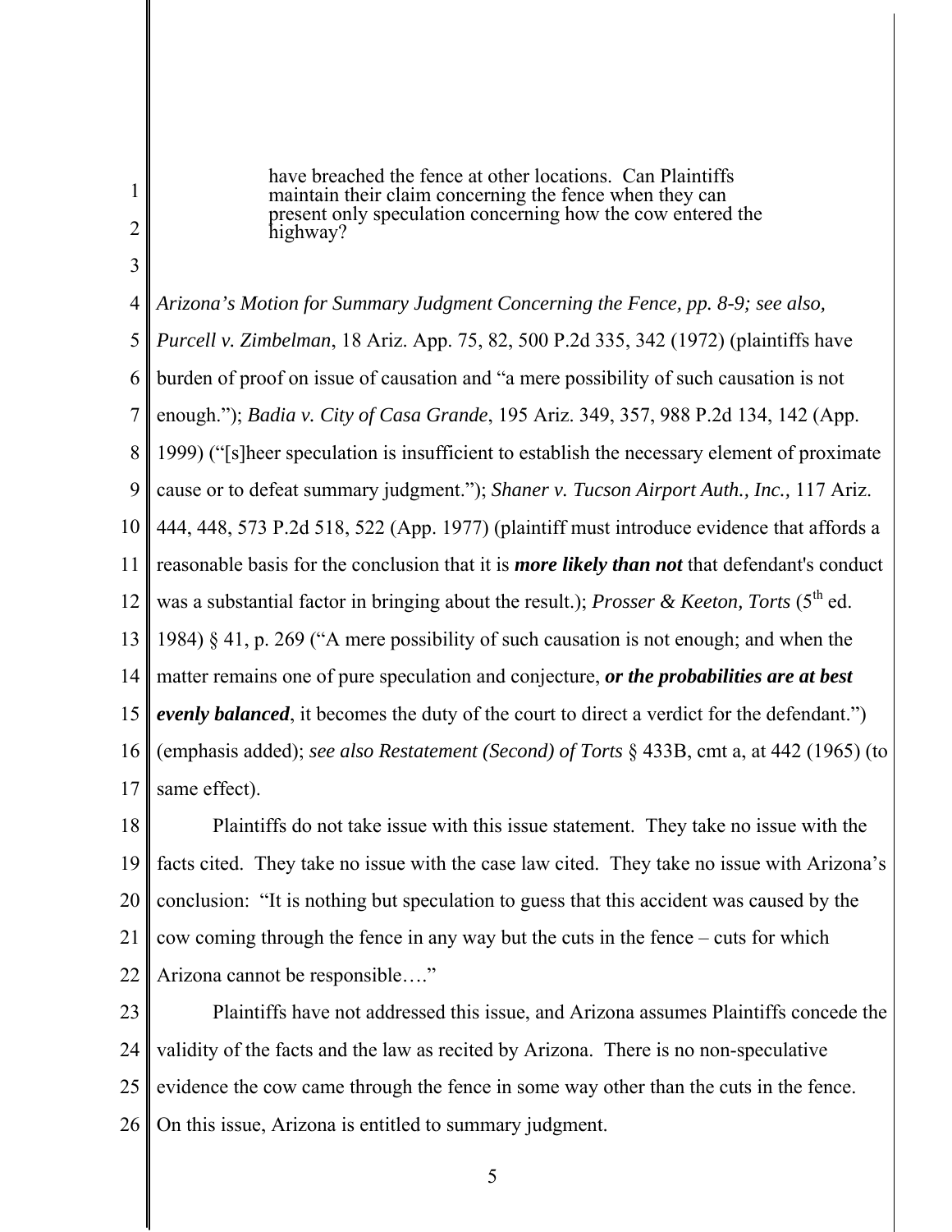> have breached the fence at other locations. Can Plaintiffs maintain their claim concerning the fence when they can present only speculation concerning how the cow entered the highway?

*Arizona's Motion for Summary Judgment Concerning the Fence, pp. 8-9; see also, Purcell v. Zimbelman*, 18 Ariz. App. 75, 82, 500 P.2d 335, 342 (1972) (plaintiffs have burden of proof on issue of causation and "a mere possibility of such causation is not enough."); *Badia v. City of Casa Grande*, 195 Ariz. 349, 357, 988 P.2d 134, 142 (App. 1999) ("[s]heer speculation is insufficient to establish the necessary element of proximate cause or to defeat summary judgment."); *Shaner v. Tucson Airport Auth., Inc.,* 117 Ariz. 444, 448, 573 P.2d 518, 522 (App. 1977) (plaintiff must introduce evidence that affords a reasonable basis for the conclusion that it is ***more likely than not*** that defendant's conduct was a substantial factor in bringing about the result.); *Prosser & Keeton, Torts* (5th ed. 1984) § 41, p. 269 ("A mere possibility of such causation is not enough; and when the matter remains one of pure speculation and conjecture, ***or the probabilities are at best evenly balanced***, it becomes the duty of the court to direct a verdict for the defendant.") (emphasis added); *see also Restatement (Second) of Torts* § 433B, cmt a, at 442 (1965) (to same effect).

Plaintiffs do not take issue with this issue statement. They take no issue with the facts cited. They take no issue with the case law cited. They take no issue with Arizona's conclusion: "It is nothing but speculation to guess that this accident was caused by the cow coming through the fence in any way but the cuts in the fence – cuts for which Arizona cannot be responsible…."

Plaintiffs have not addressed this issue, and Arizona assumes Plaintiffs concede the validity of the facts and the law as recited by Arizona. There is no non-speculative evidence the cow came through the fence in some way other than the cuts in the fence. On this issue, Arizona is entitled to summary judgment.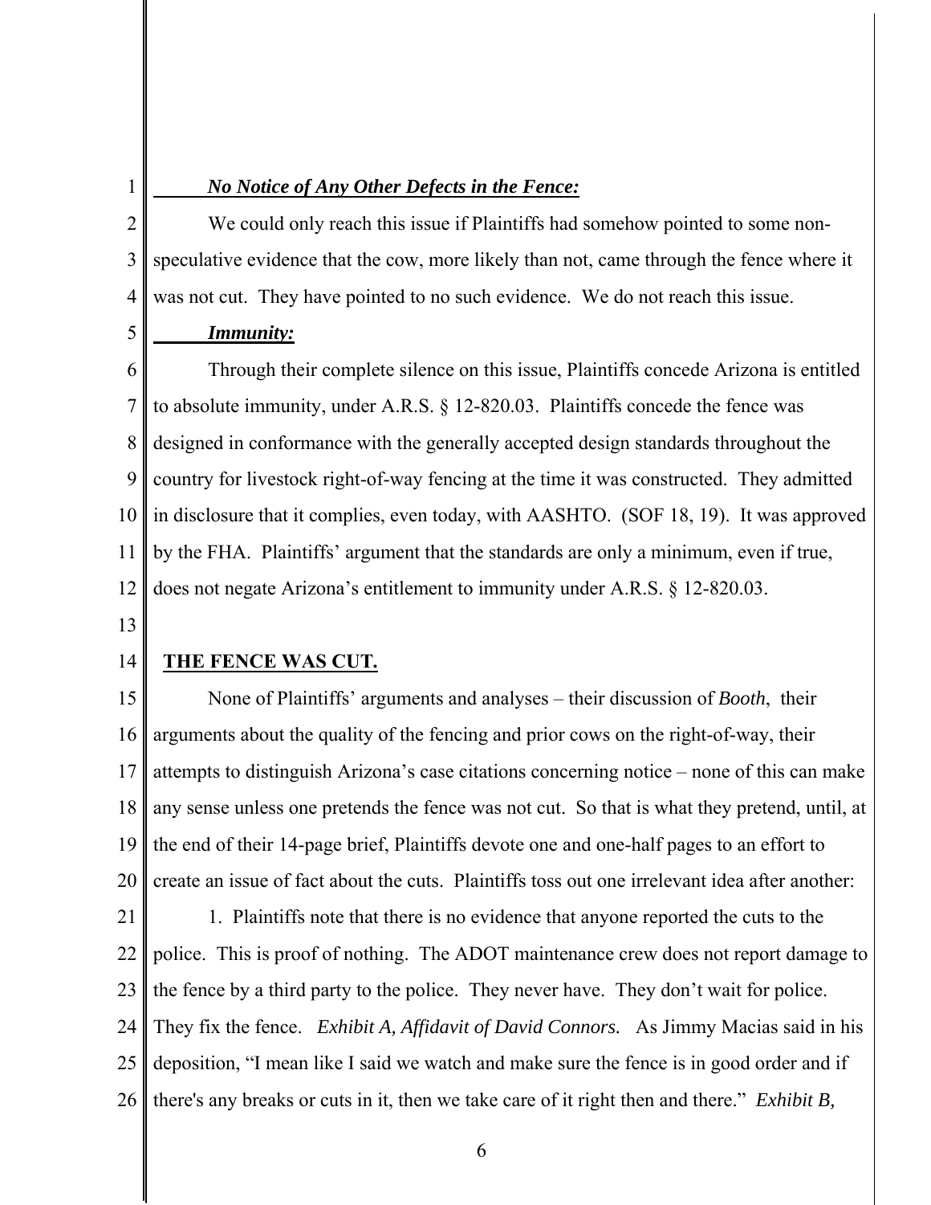***No Notice of Any Other Defects in the Fence:***

We could only reach this issue if Plaintiffs had somehow pointed to some non-speculative evidence that the cow, more likely than not, came through the fence where it was not cut. They have pointed to no such evidence. We do not reach this issue.

***Immunity:***

Through their complete silence on this issue, Plaintiffs concede Arizona is entitled to absolute immunity, under A.R.S. § 12-820.03. Plaintiffs concede the fence was designed in conformance with the generally accepted design standards throughout the country for livestock right-of-way fencing at the time it was constructed. They admitted in disclosure that it complies, even today, with AASHTO. (SOF 18, 19). It was approved by the FHA. Plaintiffs' argument that the standards are only a minimum, even if true, does not negate Arizona's entitlement to immunity under A.R.S. § 12-820.03.

**THE FENCE WAS CUT.**

None of Plaintiffs' arguments and analyses – their discussion of *Booth*, their arguments about the quality of the fencing and prior cows on the right-of-way, their attempts to distinguish Arizona's case citations concerning notice – none of this can make any sense unless one pretends the fence was not cut. So that is what they pretend, until, at the end of their 14-page brief, Plaintiffs devote one and one-half pages to an effort to create an issue of fact about the cuts. Plaintiffs toss out one irrelevant idea after another:

1. Plaintiffs note that there is no evidence that anyone reported the cuts to the police. This is proof of nothing. The ADOT maintenance crew does not report damage to the fence by a third party to the police. They never have. They don't wait for police. They fix the fence. *Exhibit A, Affidavit of David Connors.* As Jimmy Macias said in his deposition, "I mean like I said we watch and make sure the fence is in good order and if there's any breaks or cuts in it, then we take care of it right then and there." *Exhibit B,*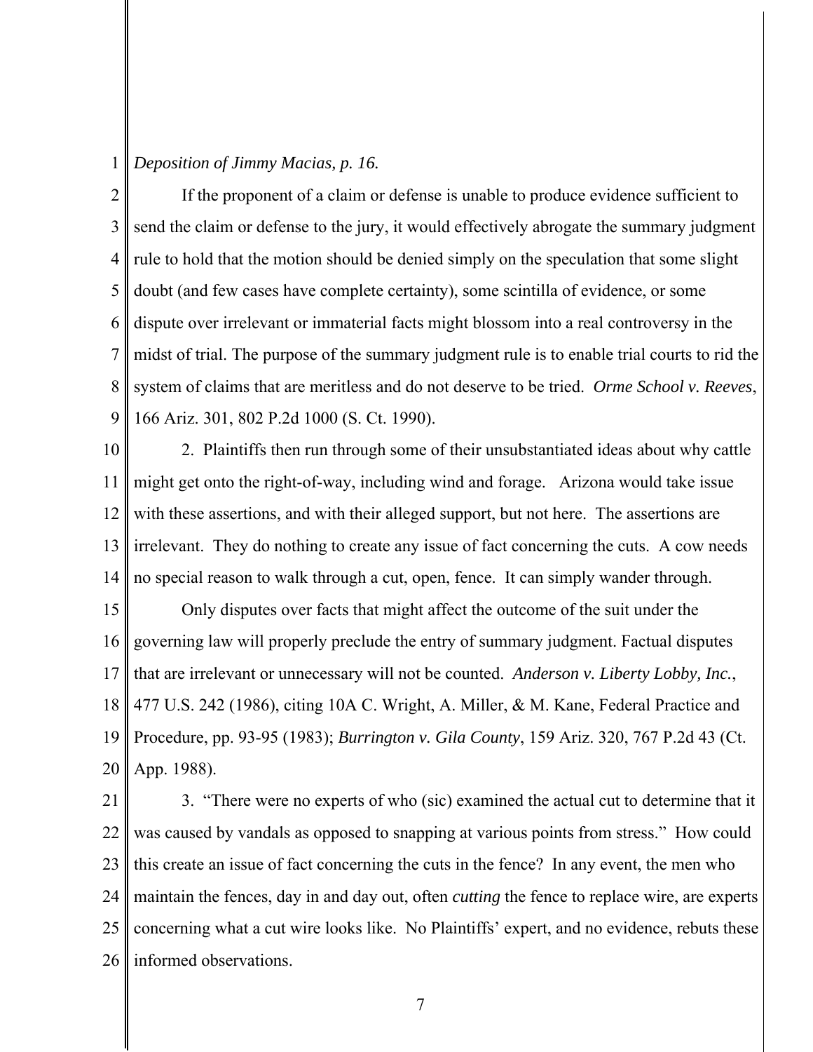*Deposition of Jimmy Macias, p. 16.*

If the proponent of a claim or defense is unable to produce evidence sufficient to send the claim or defense to the jury, it would effectively abrogate the summary judgment rule to hold that the motion should be denied simply on the speculation that some slight doubt (and few cases have complete certainty), some scintilla of evidence, or some dispute over irrelevant or immaterial facts might blossom into a real controversy in the midst of trial. The purpose of the summary judgment rule is to enable trial courts to rid the system of claims that are meritless and do not deserve to be tried. *Orme School v. Reeves*, 166 Ariz. 301, 802 P.2d 1000 (S. Ct. 1990).

2. Plaintiffs then run through some of their unsubstantiated ideas about why cattle might get onto the right-of-way, including wind and forage. Arizona would take issue with these assertions, and with their alleged support, but not here. The assertions are irrelevant. They do nothing to create any issue of fact concerning the cuts. A cow needs no special reason to walk through a cut, open, fence. It can simply wander through.

Only disputes over facts that might affect the outcome of the suit under the governing law will properly preclude the entry of summary judgment. Factual disputes that are irrelevant or unnecessary will not be counted. *Anderson v. Liberty Lobby, Inc.*, 477 U.S. 242 (1986), citing 10A C. Wright, A. Miller, & M. Kane, Federal Practice and Procedure, pp. 93-95 (1983); *Burrington v. Gila County*, 159 Ariz. 320, 767 P.2d 43 (Ct. App. 1988).

3. "There were no experts of who (sic) examined the actual cut to determine that it was caused by vandals as opposed to snapping at various points from stress." How could this create an issue of fact concerning the cuts in the fence? In any event, the men who maintain the fences, day in and day out, often *cutting* the fence to replace wire, are experts concerning what a cut wire looks like. No Plaintiffs' expert, and no evidence, rebuts these informed observations.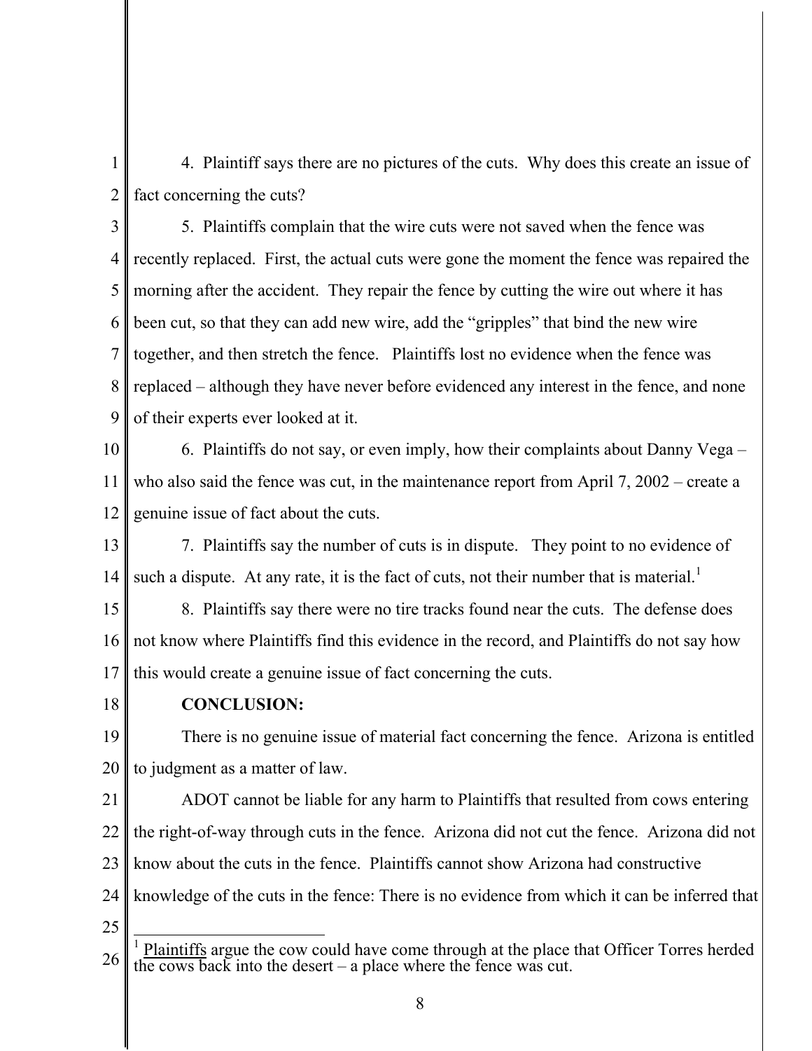4. Plaintiff says there are no pictures of the cuts. Why does this create an issue of fact concerning the cuts?

5. Plaintiffs complain that the wire cuts were not saved when the fence was recently replaced. First, the actual cuts were gone the moment the fence was repaired the morning after the accident. They repair the fence by cutting the wire out where it has been cut, so that they can add new wire, add the "gripples" that bind the new wire together, and then stretch the fence. Plaintiffs lost no evidence when the fence was replaced – although they have never before evidenced any interest in the fence, and none of their experts ever looked at it.

6. Plaintiffs do not say, or even imply, how their complaints about Danny Vega – who also said the fence was cut, in the maintenance report from April 7, 2002 – create a genuine issue of fact about the cuts.

7. Plaintiffs say the number of cuts is in dispute. They point to no evidence of such a dispute. At any rate, it is the fact of cuts, not their number that is material.[1]

8. Plaintiffs say there were no tire tracks found near the cuts. The defense does not know where Plaintiffs find this evidence in the record, and Plaintiffs do not say how this would create a genuine issue of fact concerning the cuts.

**CONCLUSION:**

There is no genuine issue of material fact concerning the fence. Arizona is entitled to judgment as a matter of law.

ADOT cannot be liable for any harm to Plaintiffs that resulted from cows entering the right-of-way through cuts in the fence. Arizona did not cut the fence. Arizona did not know about the cuts in the fence. Plaintiffs cannot show Arizona had constructive knowledge of the cuts in the fence: There is no evidence from which it can be inferred that

---

[1] Plaintiffs argue the cow could have come through at the place that Officer Torres herded the cows back into the desert – a place where the fence was cut.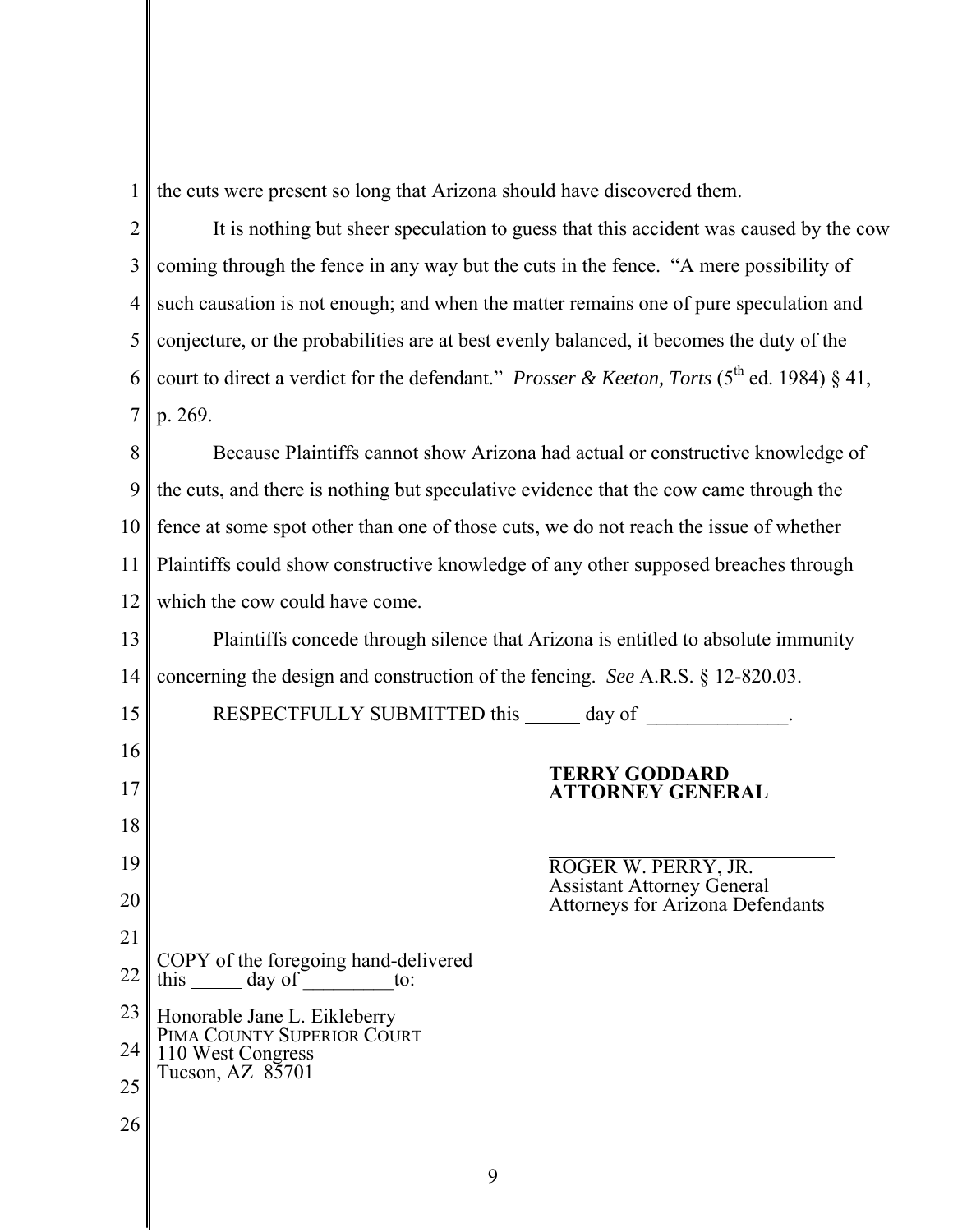the cuts were present so long that Arizona should have discovered them.

It is nothing but sheer speculation to guess that this accident was caused by the cow coming through the fence in any way but the cuts in the fence. "A mere possibility of such causation is not enough; and when the matter remains one of pure speculation and conjecture, or the probabilities are at best evenly balanced, it becomes the duty of the court to direct a verdict for the defendant." *Prosser & Keeton, Torts* (5th ed. 1984) § 41, p. 269.

Because Plaintiffs cannot show Arizona had actual or constructive knowledge of the cuts, and there is nothing but speculative evidence that the cow came through the fence at some spot other than one of those cuts, we do not reach the issue of whether Plaintiffs could show constructive knowledge of any other supposed breaches through which the cow could have come.

Plaintiffs concede through silence that Arizona is entitled to absolute immunity concerning the design and construction of the fencing. *See* A.R.S. § 12-820.03.

RESPECTFULLY SUBMITTED this ______ day of ______________.

**TERRY GODDARD**
**ATTORNEY GENERAL**

______________________________
ROGER W. PERRY, JR.
Assistant Attorney General
Attorneys for Arizona Defendants

COPY of the foregoing hand-delivered this _____ day of _________to:

Honorable Jane L. Eikleberry
PIMA COUNTY SUPERIOR COURT
110 West Congress
Tucson, AZ 85701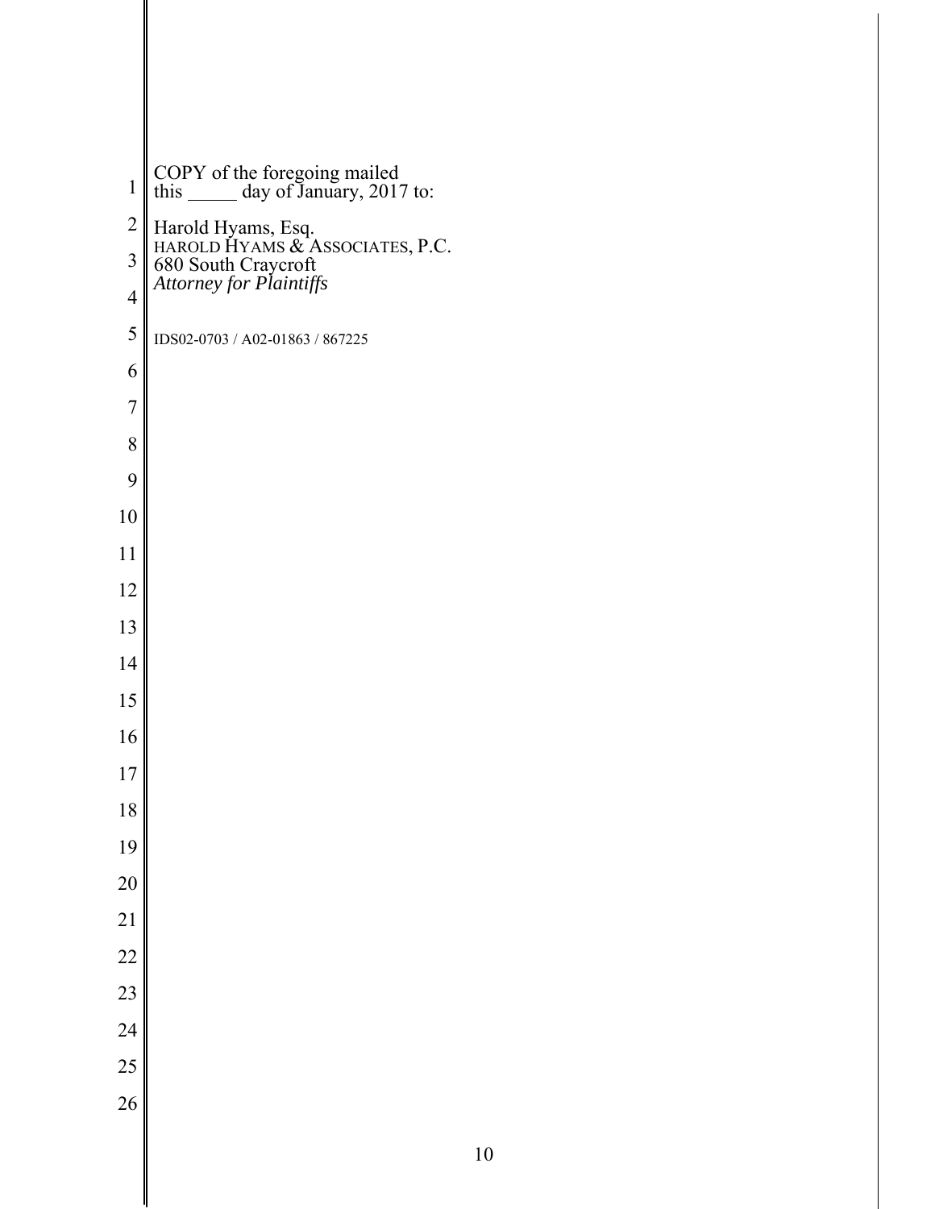COPY of the foregoing mailed
this _____ day of January, 2017 to:

Harold Hyams, Esq.
HAROLD HYAMS & ASSOCIATES, P.C.
680 South Craycroft
*Attorney for Plaintiffs*

IDS02-0703 / A02-01863 / 867225